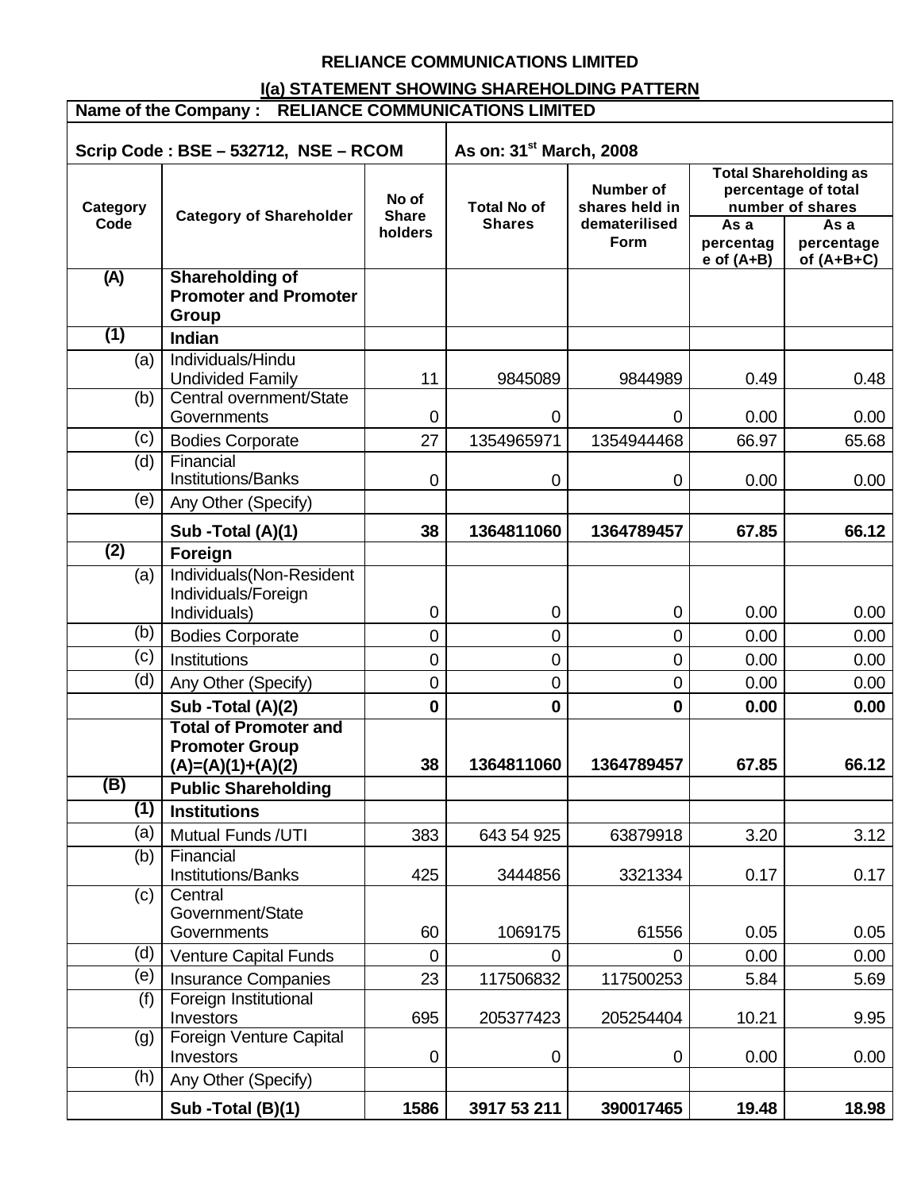**RELIANCE COMMUNICATIONS LIMITED**

**I(a) STATEMENT SHOWING SHAREHOLDING PATTERN**

| Name of the Company : RELIANCE COMMUNICATIONS LIMITED | | | | | | |
|---|---|---|---|---|---|---|
| **Scrip Code : BSE – 532712, NSE – RCOM** | | | **As on: 31st March, 2008** | | | |
| **Category Code** | **Category of Shareholder** | **No of Share holders** | **Total No of Shares** | **Number of shares held in dematerilised Form** | **Total Shareholding as percentage of total number of shares** | |
| | | | | | **As a percentage of (A+B)** | **As a percentage of (A+B+C)** |
| **(A)** | **Shareholding of Promoter and Promoter Group** | | | | | |
| **(1)** | **Indian** | | | | | |
| (a) | Individuals/Hindu Undivided Family | 11 | 9845089 | 9844989 | 0.49 | 0.48 |
| (b) | Central overnment/State Governments | 0 | 0 | 0 | 0.00 | 0.00 |
| (c) | Bodies Corporate | 27 | 1354965971 | 1354944468 | 66.97 | 65.68 |
| (d) | Financial Institutions/Banks | 0 | 0 | 0 | 0.00 | 0.00 |
| (e) | Any Other (Specify) | | | | | |
| | **Sub -Total (A)(1)** | **38** | **1364811060** | **1364789457** | **67.85** | **66.12** |
| **(2)** | **Foreign** | | | | | |
| (a) | Individuals(Non-Resident Individuals/Foreign Individuals) | 0 | 0 | 0 | 0.00 | 0.00 |
| (b) | Bodies Corporate | 0 | 0 | 0 | 0.00 | 0.00 |
| (c) | Institutions | 0 | 0 | 0 | 0.00 | 0.00 |
| (d) | Any Other (Specify) | 0 | 0 | 0 | 0.00 | 0.00 |
| | **Sub -Total (A)(2)** | **0** | **0** | **0** | **0.00** | **0.00** |
| | **Total of Promoter and Promoter Group (A)=(A)(1)+(A)(2)** | **38** | **1364811060** | **1364789457** | **67.85** | **66.12** |
| **(B)** | **Public Shareholding** | | | | | |
| **(1)** | **Institutions** | | | | | |
| (a) | Mutual Funds /UTI | 383 | 643 54 925 | 63879918 | 3.20 | 3.12 |
| (b) | Financial Institutions/Banks | 425 | 3444856 | 3321334 | 0.17 | 0.17 |
| (c) | Central Government/State Governments | 60 | 1069175 | 61556 | 0.05 | 0.05 |
| (d) | Venture Capital Funds | 0 | 0 | 0 | 0.00 | 0.00 |
| (e) | Insurance Companies | 23 | 117506832 | 117500253 | 5.84 | 5.69 |
| (f) | Foreign Institutional Investors | 695 | 205377423 | 205254404 | 10.21 | 9.95 |
| (g) | Foreign Venture Capital Investors | 0 | 0 | 0 | 0.00 | 0.00 |
| (h) | Any Other (Specify) | | | | | |
| | **Sub -Total (B)(1)** | **1586** | **3917 53 211** | **390017465** | **19.48** | **18.98** |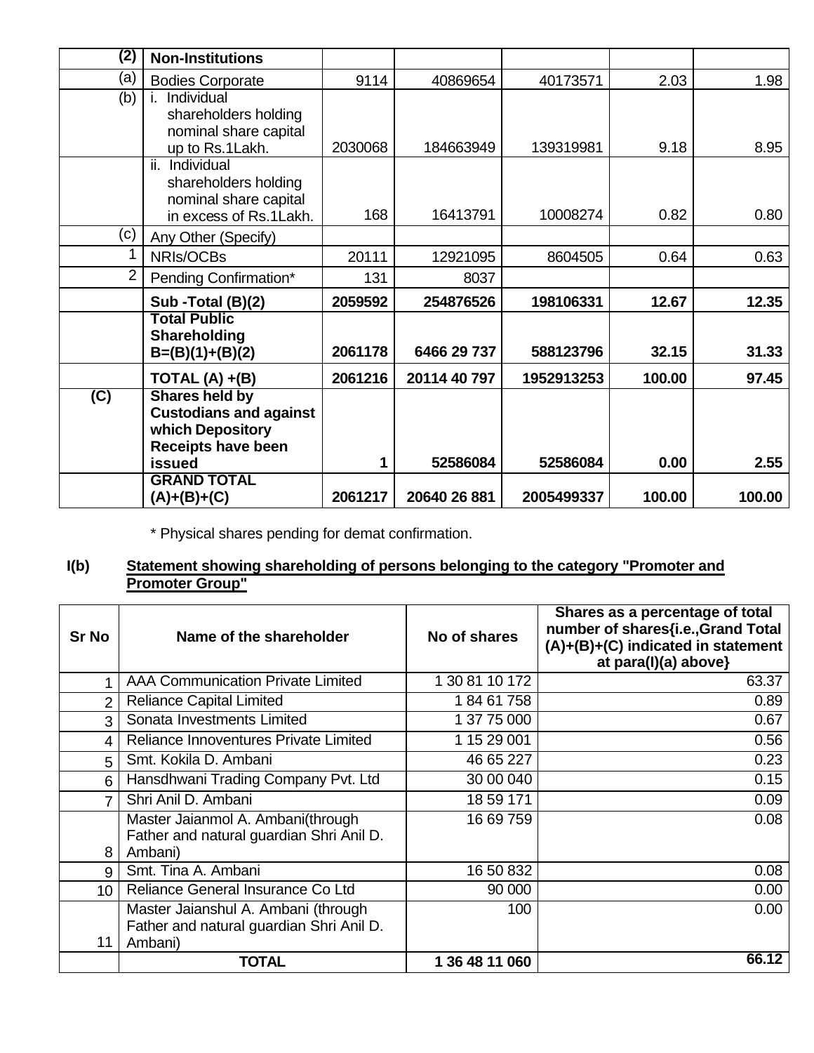| | | | | | | |
|---|---|---|---|---|---|---|
| **(2)** | **Non-Institutions** | | | | | |
| (a) | Bodies Corporate | 9114 | 40869654 | 40173571 | 2.03 | 1.98 |
| (b) | i. Individual shareholders holding nominal share capital up to Rs.1Lakh. | 2030068 | 184663949 | 139319981 | 9.18 | 8.95 |
| | ii. Individual shareholders holding nominal share capital in excess of Rs.1Lakh. | 168 | 16413791 | 10008274 | 0.82 | 0.80 |
| (c) | Any Other (Specify) | | | | | |
| 1 | NRIs/OCBs | 20111 | 12921095 | 8604505 | 0.64 | 0.63 |
| 2 | Pending Confirmation* | 131 | 8037 | | | |
| | **Sub -Total (B)(2)** | **2059592** | **254876526** | **198106331** | **12.67** | **12.35** |
| | **Total Public Shareholding B=(B)(1)+(B)(2)** | **2061178** | **6466 29 737** | **588123796** | **32.15** | **31.33** |
| | **TOTAL (A) +(B)** | **2061216** | **20114 40 797** | **1952913253** | **100.00** | **97.45** |
| **(C)** | **Shares held by Custodians and against which Depository Receipts have been issued** | **1** | **52586084** | **52586084** | **0.00** | **2.55** |
| | **GRAND TOTAL (A)+(B)+(C)** | **2061217** | **20640 26 881** | **2005499337** | **100.00** | **100.00** |

\* Physical shares pending for demat confirmation.

**I(b)** **Statement showing shareholding of persons belonging to the category "Promoter and Promoter Group"**

| Sr No | Name of the shareholder | No of shares | Shares as a percentage of total number of shares{i.e.,Grand Total (A)+(B)+(C) indicated in statement at para(I)(a) above} |
|---|---|---|---|
| 1 | AAA Communication Private Limited | 1 30 81 10 172 | 63.37 |
| 2 | Reliance Capital Limited | 1 84 61 758 | 0.89 |
| 3 | Sonata Investments Limited | 1 37 75 000 | 0.67 |
| 4 | Reliance Innoventures Private Limited | 1 15 29 001 | 0.56 |
| 5 | Smt. Kokila D. Ambani | 46 65 227 | 0.23 |
| 6 | Hansdhwani Trading Company Pvt. Ltd | 30 00 040 | 0.15 |
| 7 | Shri Anil D. Ambani | 18 59 171 | 0.09 |
| 8 | Master Jaianmol A. Ambani(through Father and natural guardian Shri Anil D. Ambani) | 16 69 759 | 0.08 |
| 9 | Smt. Tina A. Ambani | 16 50 832 | 0.08 |
| 10 | Reliance General Insurance Co Ltd | 90 000 | 0.00 |
| 11 | Master Jaianshul A. Ambani (through Father and natural guardian Shri Anil D. Ambani) | 100 | 0.00 |
| | **TOTAL** | **1 36 48 11 060** | **66.12** |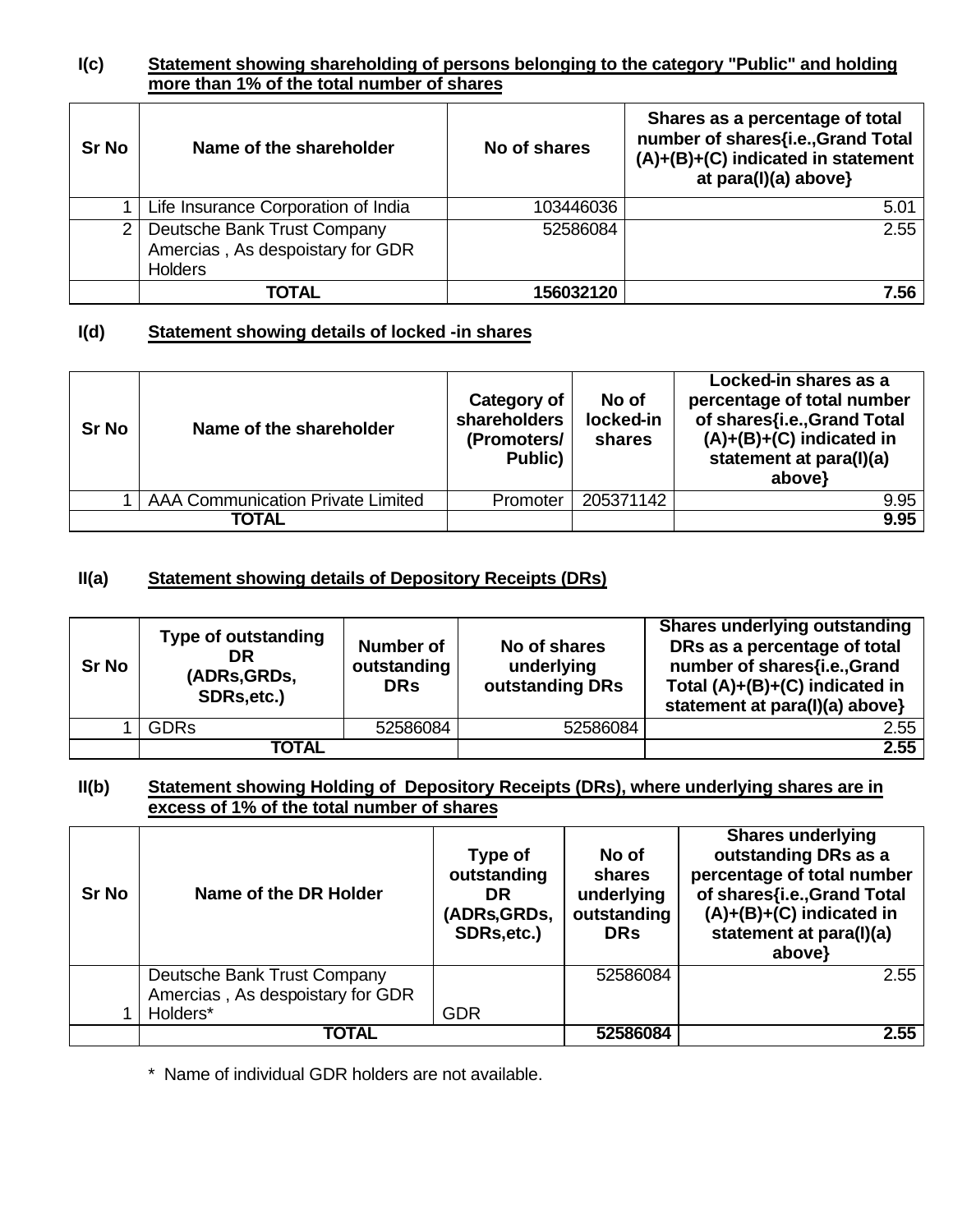**I(c)** **Statement showing shareholding of persons belonging to the category "Public" and holding more than 1% of the total number of shares**

| Sr No | Name of the shareholder | No of shares | Shares as a percentage of total number of shares{i.e.,Grand Total (A)+(B)+(C) indicated in statement at para(I)(a) above} |
|---|---|---|---|
| 1 | Life Insurance Corporation of India | 103446036 | 5.01 |
| 2 | Deutsche Bank Trust Company Amercias , As despoistary for GDR Holders | 52586084 | 2.55 |
| | **TOTAL** | **156032120** | **7.56** |

**I(d)** **Statement showing details of locked -in shares**

| Sr No | Name of the shareholder | Category of shareholders (Promoters/ Public) | No of locked-in shares | Locked-in shares as a percentage of total number of shares{i.e.,Grand Total (A)+(B)+(C) indicated in statement at para(I)(a) above} |
|---|---|---|---|---|
| 1 | AAA Communication Private Limited | Promoter | 205371142 | 9.95 |
| | **TOTAL** | | | **9.95** |

**II(a)** **Statement showing details of Depository Receipts (DRs)**

| Sr No | Type of outstanding DR (ADRs,GRDs, SDRs,etc.) | Number of outstanding DRs | No of shares underlying outstanding DRs | Shares underlying outstanding DRs as a percentage of total number of shares{i.e.,Grand Total (A)+(B)+(C) indicated in statement at para(I)(a) above} |
|---|---|---|---|---|
| 1 | GDRs | 52586084 | 52586084 | 2.55 |
| | **TOTAL** | | | **2.55** |

**II(b)** **Statement showing Holding of Depository Receipts (DRs), where underlying shares are in excess of 1% of the total number of shares**

| Sr No | Name of the DR Holder | Type of outstanding DR (ADRs,GRDs, SDRs,etc.) | No of shares underlying outstanding DRs | Shares underlying outstanding DRs as a percentage of total number of shares{i.e.,Grand Total (A)+(B)+(C) indicated in statement at para(I)(a) above} |
|---|---|---|---|---|
| 1 | Deutsche Bank Trust Company Amercias , As despoistary for GDR Holders* | GDR | 52586084 | 2.55 |
| | **TOTAL** | | **52586084** | **2.55** |

\* Name of individual GDR holders are not available.